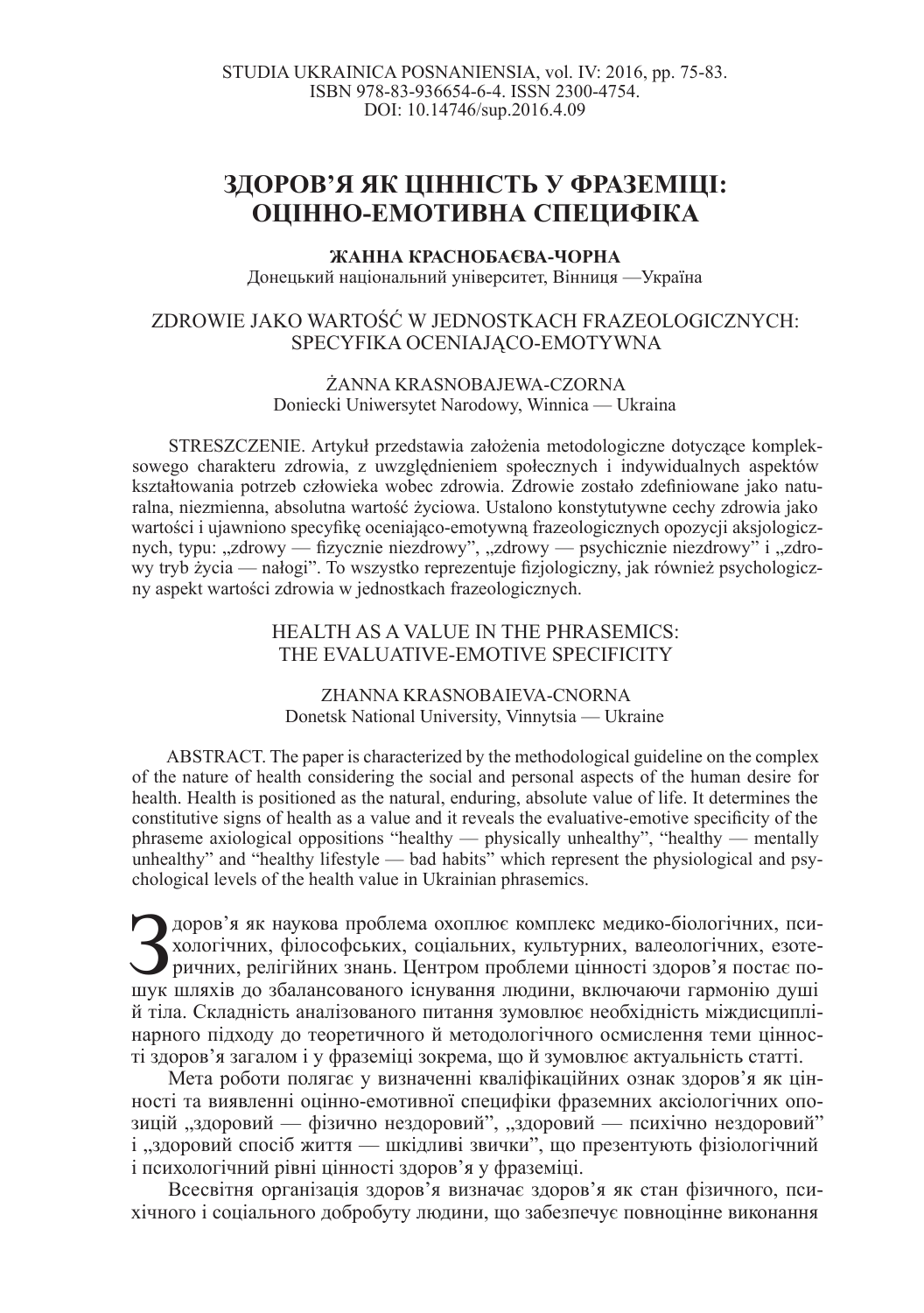STUDIA UKRAINICA POSNANIENSIA, vol. IV: 2016, pp. 75-83.
ISBN 978-83-936654-6-4. ISSN 2300-4754.
DOI: 10.14746/sup.2016.4.09

# ЗДОРОВ'Я ЯК ЦІННІСТЬ У ФРАЗЕМІЦІ: ОЦІННО-ЕМОТИВНА СПЕЦИФІКА

**ЖАННА КРАСНОБАЄВА-ЧОРНА**
Донецький національний університет, Вінниця —Україна

## ZDROWIE JAKO WARTOŚĆ W JEDNOSTKACH FRAZEOLOGICZNYCH: SPECYFIKA OCENIAJĄCO-EMOTYWNA

ŻANNA KRASNOBAJEWA-CZORNA
Doniecki Uniwersytet Narodowy, Winnica — Ukraina

STRESZCZENIE. Artykuł przedstawia założenia metodologiczne dotyczące kompleksowego charakteru zdrowia, z uwzględnieniem społecznych i indywidualnych aspektów kształtowania potrzeb człowieka wobec zdrowia. Zdrowie zostało zdefiniowane jako naturalna, niezmienna, absolutna wartość życiowa. Ustalono konstytutywne cechy zdrowia jako wartości i ujawniono specyfikę oceniająco-emotywną frazeologicznych opozycji aksjologicznych, typu: „zdrowy — fizycznie niezdrowy", „zdrowy — psychicznie niezdrowy" i „zdrowy tryb życia — nałogi". To wszystko reprezentuje fizjologiczny, jak również psychologiczny aspekt wartości zdrowia w jednostkach frazeologicznych.

## HEALTH AS A VALUE IN THE PHRASEMICS: THE EVALUATIVE-EMOTIVE SPECIFICITY

ZHANNA KRASNOBAIEVA-CNORNA
Donetsk National University, Vinnytsia — Ukraine

ABSTRACT. The paper is characterized by the methodological guideline on the complex of the nature of health considering the social and personal aspects of the human desire for health. Health is positioned as the natural, enduring, absolute value of life. It determines the constitutive signs of health as a value and it reveals the evaluative-emotive specificity of the phraseme axiological oppositions "healthy — physically unhealthy", "healthy — mentally unhealthy" and "healthy lifestyle — bad habits" which represent the physiological and psychological levels of the health value in Ukrainian phrasemics.

Здоров'я як наукова проблема охоплює комплекс медико-біологічних, психологічних, філософських, соціальних, культурних, валеологічних, езотеричних, релігійних знань. Центром проблеми цінності здоров'я постає пошук шляхів до збалансованого існування людини, включаючи гармонію душі й тіла. Складність аналізованого питання зумовлює необхідність міждисциплінарного підходу до теоретичного й методологічного осмислення теми цінності здоров'я загалом і у фраземіці зокрема, що й зумовлює актуальність статті.

Мета роботи полягає у визначенні кваліфікаційних ознак здоров'я як цінності та виявленні оцінно-емотивної специфіки фраземних аксіологічних опозицій „здоровий — фізично нездоровий", „здоровий — психічно нездоровий" і „здоровий спосіб життя — шкідливі звички", що презентують фізіологічний і психологічний рівні цінності здоров'я у фраземіці.

Всесвітня організація здоров'я визначає здоров'я як стан фізичного, психічного і соціального добробуту людини, що забезпечує повноцінне виконання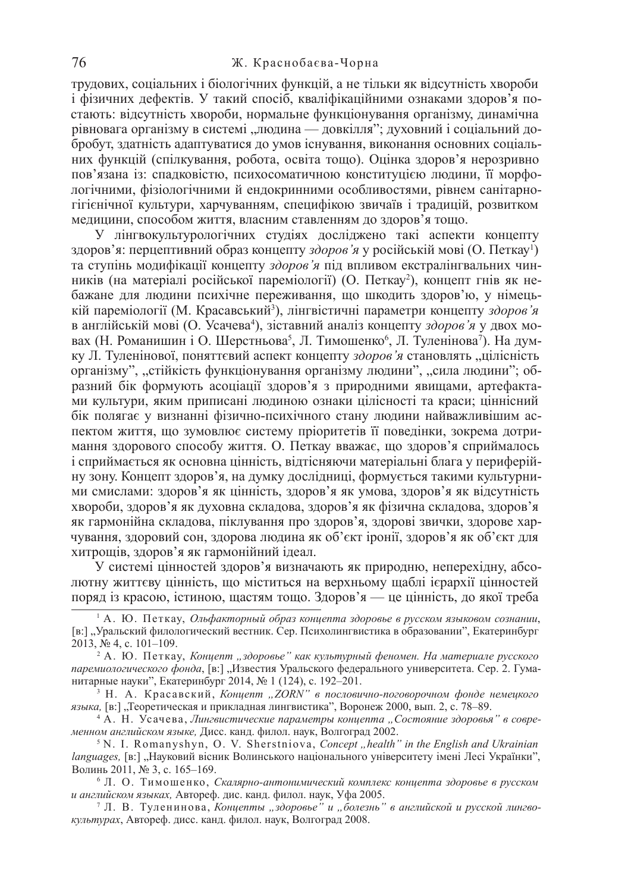трудових, соціальних і біологічних функцій, а не тільки як відсутність хвороби і фізичних дефектів. У такий спосіб, кваліфікаційними ознаками здоров'я постають: відсутність хвороби, нормальне функціонування організму, динамічна рівновага організму в системі „людина — довкілля"; духовний і соціальний добробут, здатність адаптуватися до умов існування, виконання основних соціальних функцій (спілкування, робота, освіта тощо). Оцінка здоров'я нерозривно пов'язана із: спадковістю, психосоматичною конституцією людини, її морфологічними, фізіологічними й ендокринними особливостями, рівнем санітарно-гігієнічної культури, харчуванням, специфікою звичаїв і традицій, розвитком медицини, способом життя, власним ставленням до здоров'я тощо.

У лінгвокультурологічних студіях досліджено такі аспекти концепту здоров'я: перцептивний образ концепту *здоров'я* у російській мові (О. Петкау[1]) та ступінь модифікації концепту *здоров'я* під впливом екстралінгвальних чинників (на матеріалі російської пареміології) (О. Петкау[2]), концепт гнів як небажане для людини психічне переживання, що шкодить здоров'ю, у німецькій пареміології (М. Красавський[3]), лінгвістичні параметри концепту *здоров'я* в англійській мові (О. Усачева[4]), зіставний аналіз концепту *здоров'я* у двох мовах (Н. Романишин і О. Шерстньова[5], Л. Тимошенко[6], Л. Туленінова[7]). На думку Л. Туленінової, поняттєвий аспект концепту *здоров'я* становлять „цілісність організму", „стійкість функціонування організму людини", „сила людини"; образний бік формують асоціації здоров'я з природними явищами, артефактами культури, яким приписані людиною ознаки цілісності та краси; ціннісний бік полягає у визнанні фізично-психічного стану людини найважливішим аспектом життя, що зумовлює систему пріоритетів її поведінки, зокрема дотримання здорового способу життя. О. Петкау вважає, що здоров'я сприймалось і сприймається як основна цінність, відтісняючи матеріальні блага у периферійну зону. Концепт здоров'я, на думку дослідниці, формується такими культурними смислами: здоров'я як цінність, здоров'я як умова, здоров'я як відсутність хвороби, здоров'я як духовна складова, здоров'я як фізична складова, здоров'я як гармонійна складова, піклування про здоров'я, здорові звички, здорове харчування, здоровий сон, здорова людина як об'єкт іронії, здоров'я як об'єкт для хитрощів, здоров'я як гармонійний ідеал.

У системі цінностей здоров'я визначають як природню, неперехідну, абсолютну життєву цінність, що міститься на верхньому щаблі ієрархії цінностей поряд із красою, істиною, щастям тощо. Здоров'я — це цінність, до якої треба

---

[1] А. Ю. Петкау, *Ольфакторный образ концепта здоровье в русском языковом сознании*, [в:] „Уральский филологический вестник. Сер. Психолингвистика в образовании", Екатеринбург 2013, № 4, с. 101–109.

[2] А. Ю. Петкау, *Концепт „здоровье" как культурный феномен. На материале русского паремиологического фонда*, [в:] „Известия Уральского федерального университета. Сер. 2. Гуманитарные науки", Екатеринбург 2014, № 1 (124), с. 192–201.

[3] Н. А. Красавский, *Концепт „ZORN" в пословично-поговорочном фонде немецкого языка,* [в:] „Теоретическая и прикладная лингвистика", Воронеж 2000, вып. 2, с. 78–89.

[4] А. Н. Усачева, *Лингвистические параметры концепта „Состояние здоровья" в современном английском языке,* Дисс. канд. филол. наук, Волгоград 2002.

[5] N. I. Romanyshyn, O. V. Sherstniova, *Concept „health" in the English and Ukrainian languages,* [в:] „Науковий вісник Волинського національного університету імені Лесі Українки", Волинь 2011, № 3, с. 165–169.

[6] Л. О. Тимошенко, *Скалярно-антонимический комплекс концепта здоровье в русском и английском языках,* Автореф. дис. канд. филол. наук, Уфа 2005.

[7] Л. В. Туленинова, *Концепты „здоровье" и „болезнь" в английской и русской лингвокультурах*, Автореф. дисс. канд. филол. наук, Волгоград 2008.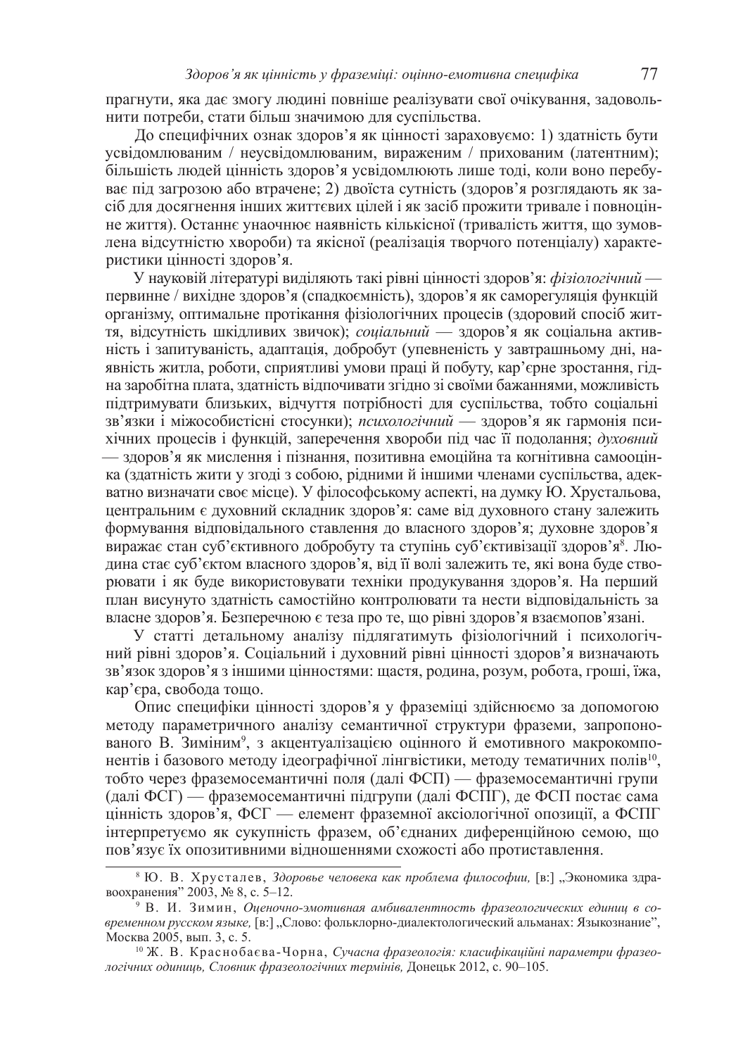прагнути, яка дає змогу людині повніше реалізувати свої очікування, задовольнити потреби, стати більш значимою для суспільства.

До специфічних ознак здоров'я як цінності зараховуємо: 1) здатність бути усвідомлюваним / неусвідомлюваним, вираженим / прихованим (латентним); більшість людей цінність здоров'я усвідомлюють лише тоді, коли воно перебуває під загрозою або втрачене; 2) двоїста сутність (здоров'я розглядають як засіб для досягнення інших життєвих цілей і як засіб прожити тривале і повноцінне життя). Останнє унаочнює наявність кількісної (тривалість життя, що зумовлена відсутністю хвороби) та якісної (реалізація творчого потенціалу) характеристики цінності здоров'я.

У науковій літературі виділяють такі рівні цінності здоров'я: *фізіологічний* — первинне / вихідне здоров'я (спадкоємність), здоров'я як саморегуляція функцій організму, оптимальне протікання фізіологічних процесів (здоровий спосіб життя, відсутність шкідливих звичок); *соціальний* — здоров'я як соціальна активність і запитуваність, адаптація, добробут (упевненість у завтрашньому дні, наявність житла, роботи, сприятливі умови праці й побуту, кар'єрне зростання, гідна заробітна плата, здатність відпочивати згідно зі своїми бажаннями, можливість підтримувати близьких, відчуття потрібності для суспільства, тобто соціальні зв'язки і міжособистісні стосунки); *психологічний* — здоров'я як гармонія психічних процесів і функцій, заперечення хвороби під час її подолання; *духовний* — здоров'я як мислення і пізнання, позитивна емоційна та когнітивна самооцінка (здатність жити у згоді з собою, рідними й іншими членами суспільства, адекватно визначати своє місце). У філософському аспекті, на думку Ю. Хрустальова, центральним є духовний складник здоров'я: саме від духовного стану залежить формування відповідального ставлення до власного здоров'я; духовне здоров'я виражає стан суб'єктивного добробуту та ступінь суб'єктивізації здоров'я[8]. Людина стає суб'єктом власного здоров'я, від її волі залежить те, які вона буде створювати і як буде використовувати техніки продукування здоров'я. На перший план висунуто здатність самостійно контролювати та нести відповідальність за власне здоров'я. Безперечною є теза про те, що рівні здоров'я взаємопов'язані.

У статті детальному аналізу підлягатимуть фізіологічний і психологічний рівні здоров'я. Соціальний і духовний рівні цінності здоров'я визначають зв'язок здоров'я з іншими цінностями: щастя, родина, розум, робота, гроші, їжа, кар'єра, свобода тощо.

Опис специфіки цінності здоров'я у фраземіці здійснюємо за допомогою методу параметричного аналізу семантичної структури фраземи, запропонованого В. Зиміним[9], з акцентуалізацією оцінного й емотивного макрокомпонентів і базового методу ідеографічної лінгвістики, методу тематичних полів[10], тобто через фраземосемантичні поля (далі ФСП) — фраземосемантичні групи (далі ФСГ) — фраземосемантичні підгрупи (далі ФСПГ), де ФСП постає сама цінність здоров'я, ФСГ — елемент фраземної аксіологічної опозиції, а ФСПГ інтерпретуємо як сукупність фразем, об'єднаних диференційною семою, що пов'язує їх опозитивними відношеннями схожості або протиставлення.

---

[8] Ю. В. Хрусталев, *Здоровье человека как проблема философии,* [в:] „Экономика здравоохранения" 2003, № 8, с. 5–12.

[9] В. И. Зимин, *Оценочно-эмотивная амбивалентность фразеологических единиц в современном русском языке,* [в:] „Слово: фольклорно-диалектологический альманах: Языкознание", Москва 2005, вып. 3, с. 5.

[10] Ж. В. Краснобаєва-Чорна, *Сучасна фразеологія: класифікаційні параметри фразеологічних одиниць, Словник фразеологічних термінів,* Донецьк 2012, с. 90–105.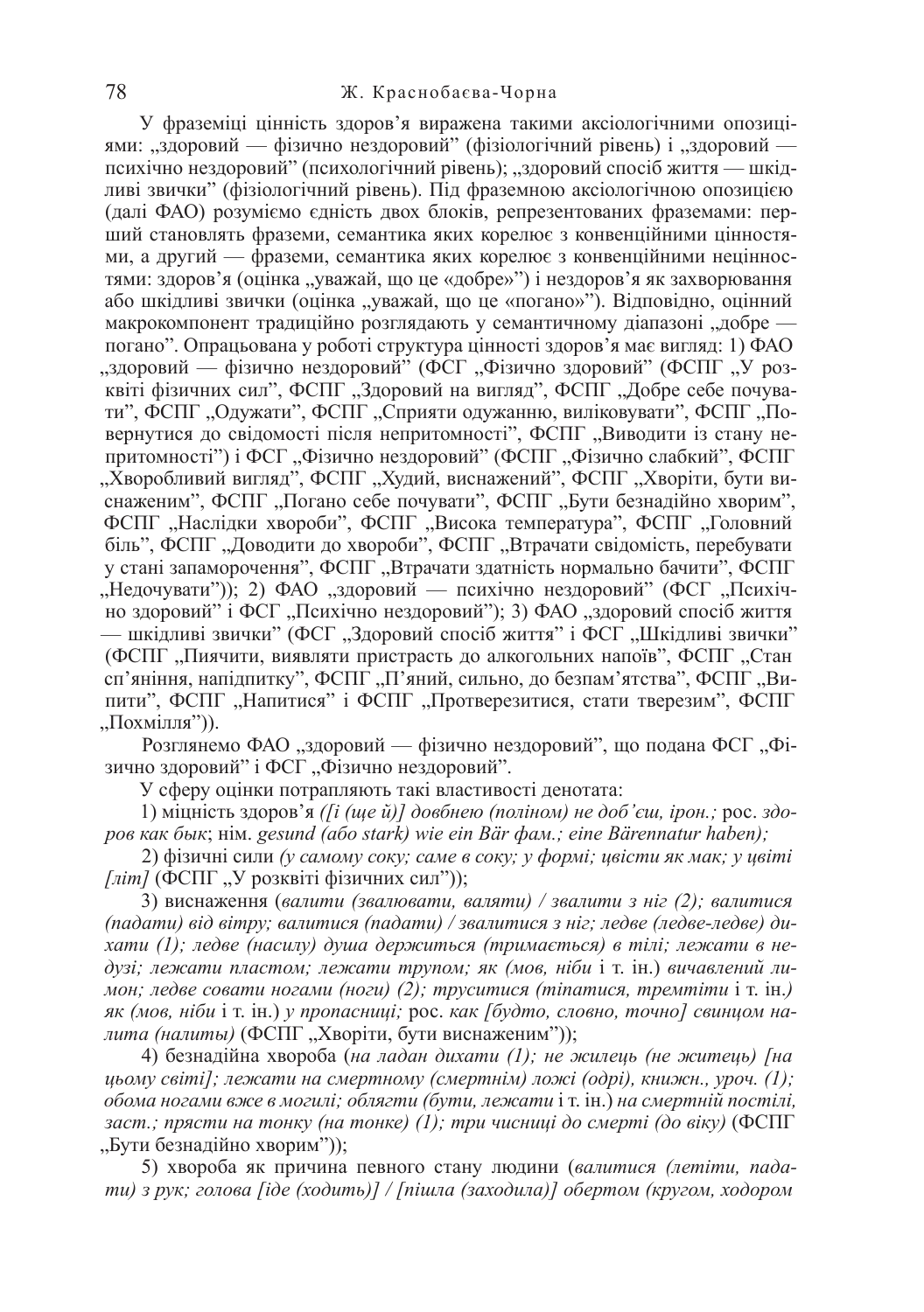У фраземіці цінність здоров'я виражена такими аксіологічними опозиціями: „здоровий — фізично нездоровий" (фізіологічний рівень) і „здоровий — психічно нездоровий" (психологічний рівень); „здоровий спосіб життя — шкідливі звички" (фізіологічний рівень). Під фраземною аксіологічною опозицією (далі ФАО) розуміємо єдність двох блоків, репрезентованих фраземами: перший становлять фраземи, семантика яких корелює з конвенційними цінностями, а другий — фраземи, семантика яких корелює з конвенційними нецінностями: здоров'я (оцінка „уважай, що це «добре»") і нездоров'я як захворювання або шкідливі звички (оцінка „уважай, що це «погано»"). Відповідно, оцінний макрокомпонент традиційно розглядають у семантичному діапазоні „добре — погано". Опрацьована у роботі структура цінності здоров'я має вигляд: 1) ФАО „здоровий — фізично нездоровий" (ФСГ „Фізично здоровий" (ФСПГ „У розквіті фізичних сил", ФСПГ „Здоровий на вигляд", ФСПГ „Добре себе почувати", ФСПГ „Одужати", ФСПГ „Сприяти одужанню, виліковувати", ФСПГ „Повернутися до свідомості після непритомності", ФСПГ „Виводити із стану непритомності") і ФСГ „Фізично нездоровий" (ФСПГ „Фізично слабкий", ФСПГ „Хворобливий вигляд", ФСПГ „Худий, виснажений", ФСПГ „Хворіти, бути виснаженим", ФСПГ „Погано себе почувати", ФСПГ „Бути безнадійно хворим", ФСПГ „Наслідки хвороби", ФСПГ „Висока температура", ФСПГ „Головний біль", ФСПГ „Доводити до хвороби", ФСПГ „Втрачати свідомість, перебувати у стані запаморочення", ФСПГ „Втрачати здатність нормально бачити", ФСПГ „Недочувати")); 2) ФАО „здоровий — психічно нездоровий" (ФСГ „Психічно здоровий" і ФСГ „Психічно нездоровий"); 3) ФАО „здоровий спосіб життя — шкідливі звички" (ФСГ „Здоровий спосіб життя" і ФСГ „Шкідливі звички" (ФСПГ „Пиячити, виявляти пристрасть до алкогольних напоїв", ФСПГ „Стан сп'яніння, напідпитку", ФСПГ „П'яний, сильно, до безпам'ятства", ФСПГ „Випити", ФСПГ „Напитися" і ФСПГ „Протверезитися, стати тверезим", ФСПГ „Похмілля")).

Розглянемо ФАО „здоровий — фізично нездоровий", що подана ФСГ „Фізично здоровий" і ФСГ „Фізично нездоровий".

У сферу оцінки потрапляють такі властивості денотата:

1) міцність здоров'я *([і (ще й)] довбнею (поліном) не доб'єш, ірон.;* рос. *здоров как бык*; нім. *gesund (або stark) wie ein Bär фам.; eine Bärennatur haben);*

2) фізичні сили *(у самому соку; саме в соку; у формі; цвісти як мак; у цвіті [літ]* (ФСПГ „У розквіті фізичних сил"));

3) виснаження (*валити (звалювати, валяти) / звалити з ніг (2); валитися (падати) від вітру; валитися (падати) / звалитися з ніг; ледве (ледве-ледве) дихати (1); ледве (насилу) душа держиться (тримається) в тілі; лежати в недузі; лежати пластом; лежати трупом; як (мов, ніби* і т. ін.) *вичавлений лимон; ледве совати ногами (ноги) (2); труситися (тіпатися, тремтіти* і т. ін.*) як (мов, ніби* і т. ін.) *у пропасниці;* рос. *как [будто, словно, точно] свинцом налита (налиты)* (ФСПГ „Хворіти, бути виснаженим"));

4) безнадійна хвороба (*на ладан дихати (1); не жилець (не житець) [на цьому світі]; лежати на смертному (смертнім) ложі (одрі), книжн., уроч. (1); обома ногами вже в могилі; облягти (бути, лежати* і т. ін.) *на смертній постілі, заст.; прясти на тонку (на тонке) (1); три чисниці до смерті (до віку)* (ФСПГ „Бути безнадійно хворим"));

5) хвороба як причина певного стану людини (*валитися (летіти, падати) з рук; голова [іде (ходить)] / [пішла (заходила)] обертом (кругом, ходором*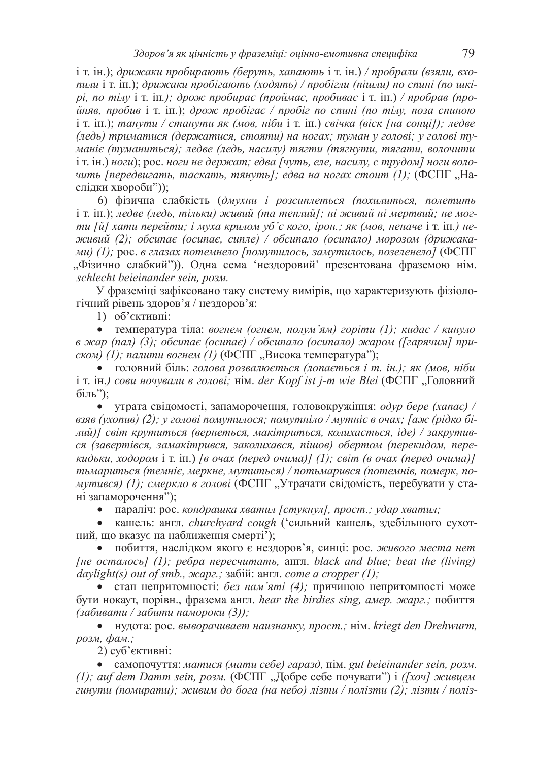і т. ін.); *дрижаки пробирають (беруть, хапають* і т. ін.) */ пробрали (взяли, вхопили* і т. ін.); *дрижаки пробігають (ходять) / пробігли (пішли) по спині (по шкірі, по тілу* і т. ін*.); дрож пробирає (проймає, пробиває* і т. ін.) */ пробрав (пройняв, пробив* і т. ін.); *дрож пробігає / пробіг по спині (по тілу, поза спиною* і т. ін.); *танути / станути як (мов, ніби* і т. ін.) *свічка (віск [на сонці]); ледве (ледь) триматися (держатися, стояти) на ногах; туман у голові; у голові туманіє (туманиться); ледве (ледь, насилу) тягти (тягнути, тягати, волочити* і т. ін.) *ноги*); рос. *ноги не держат; едва [чуть, еле, насилу, с трудом] ноги волочить [передвигать, таскать, тянуть]; едва на ногах стоит (1);* (ФСПГ „Наслідки хвороби"));

6) фізична слабкість (*дмухни і розсиплеться (похилиться, полетить* і т. ін.); *ледве (ледь, тільки) живий (та теплий]; ні живий ні мертвий; не могти [й] хати перейти; і муха крилом уб'є кого, ірон.; як (мов, неначе* і т. ін*.) неживий (2); обсипає (осипає, сипле) / обсипало (осипало) морозом (дрижаками) (1);* рос. *в глазах потемнело [помутилось, замутилось, позеленело]* (ФСПГ „Фізично слабкий")). Одна сема 'нездоровий' презентована фраземою нім. *schlecht beieinander sein, розм.*

У фраземіці зафіксовано таку систему вимірів, що характеризують фізіологічний рівень здоров'я / нездоров'я:

1) об'єктивні:

- температура тіла: *вогнем (огнем, полум'ям) горіти (1); кидає / кинуло в жар (пал) (3); обсипає (осипає) / обсипало (осипало) жаром ([гарячим] приском) (1); палити вогнем (1)* (ФСПГ „Висока температура");
- головний біль: *голова розвалюється (лопається і т. ін.); як (мов, ніби* і т. ін.*) сови ночували в голові;* нім. *der Kopf ist j-m wie Blei* (ФСПГ „Головний біль");
- утрата свідомості, запаморочення, головокружіння: *одур бере (хапає) / взяв (ухопив) (2); у голові помутилося; помутніло / мутніє в очах; [аж (рідко білий)] світ крутиться (вернеться, макітриться, колихається, іде) / закрутився (завертівся, замакітрився, заколихався, пішов) обертом (перекидом, перекидьки, ходором* і т. ін.) *[в очах (перед очима)] (1); світ (в очах (перед очима)] тьмариться (темніє, меркне, мутиться) / потьмарився (потемнів, померк, помутився) (1); смеркло в голові* (ФСПГ „Утрачати свідомість, перебувати у стані запаморочення");
- параліч: рос. *кондрашка хватил [стукнул], прост.; удар хватил;*
- кашель: англ. *churchyard cough* ('сильний кашель, здебільшого сухотний, що вказує на наближення смерті');
- побиття, наслідком якого є нездоров'я, синці: рос. *живого места нет [не осталось] (1); ребра пересчитать,* англ. *black and blue; beat the (living) daylight(s) out of smb., жарг.;* забій: англ. *come a cropper (1);*
- стан непритомності: *без пам'яті (4);* причиною непритомності може бути нокаут, порівн., фразема англ. *hear the birdies sing, амер. жарг.;* побиття *(забивати / забити памороки (3));*
- нудота: рос. *выворачивает наизнанку, прост.;* нім. *kriegt den Drehwurm, розм, фам.;*

2) суб'єктивні:

- самопочуття: *матися (мати себе) гаразд,* нім. *gut beieinander sein, розм. (1); auf dem Damm sein, розм.* (ФСПГ „Добре себе почувати") і *([хоч] живцем гинути (помирати); живим до бога (на небо) лізти / полізти (2); лізти / поліз-*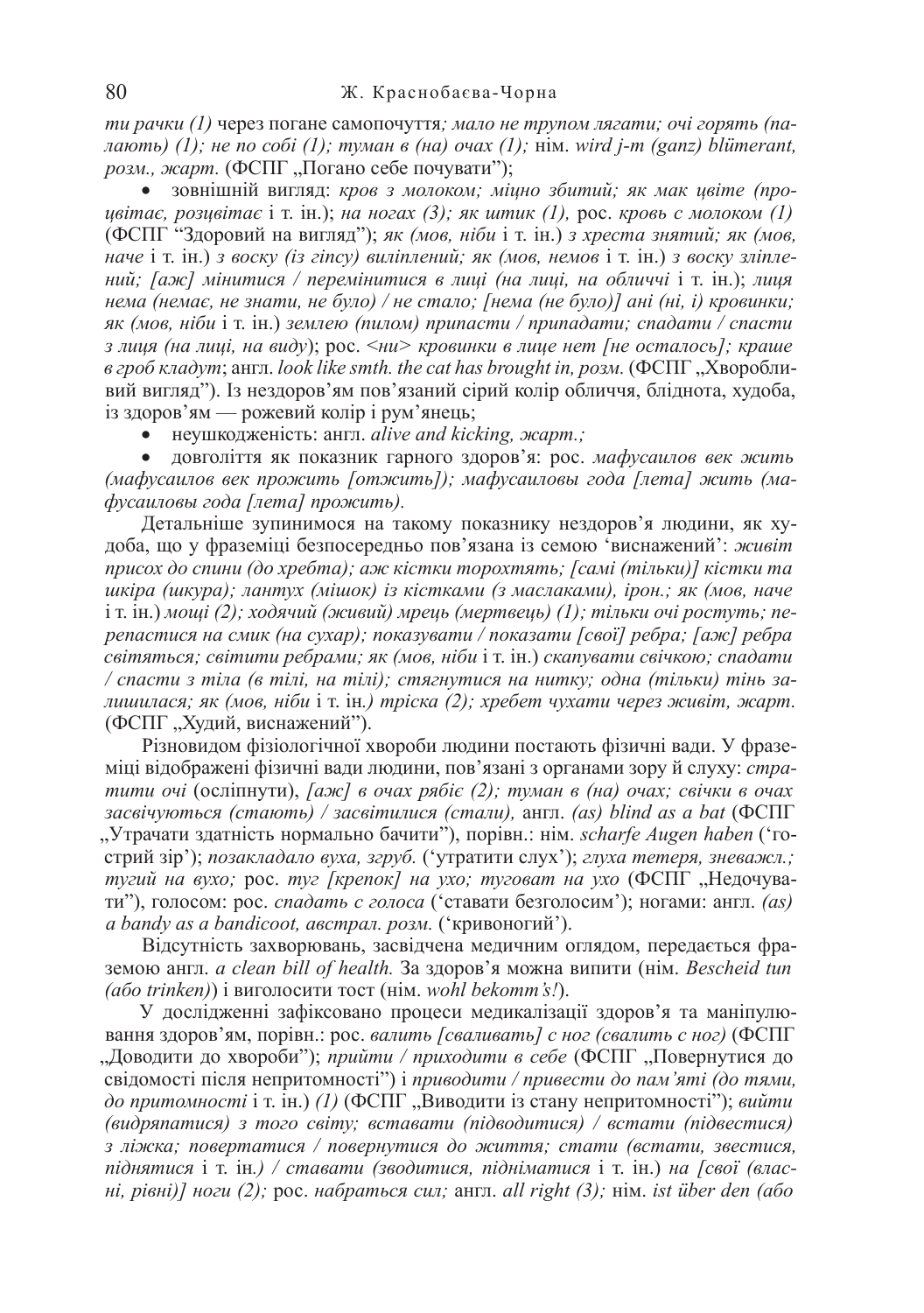*ти рачки (1)* через погане самопочуття*; мало не трупом лягати; очі горять (палають) (1); не по собі (1); туман в (на) очах (1);* нім. *wird j-m (ganz) blümerant, розм., жарт.* (ФСПГ „Погано себе почувати");

- зовнішній вигляд: *кров з молоком; міцно збитий; як мак цвіте (процвітає, розцвітає* і т. ін.); *на ногах (3); як штик (1),* рос. *кровь с молоком (1)* (ФСПГ "Здоровий на вигляд"); *як (мов, ніби* і т. ін.) *з хреста знятий; як (мов, наче* і т. ін.) *з воску (із гіпсу) виліплений; як (мов, немов* і т. ін.) *з воску зліплений; [аж] мінитися / перемінитися в лиці (на лиці, на обличчі* і т. ін.); *лиця нема (немає, не знати, не було) / не стало; [нема (не було)] ані (ні, і) кровинки; як (мов, ніби* і т. ін.) *землею (пилом) припасти / припадати; спадати / спасти з лиця (на лиці, на виду*); рос. *<ни> кровинки в лице нет [не осталось]; краше в гроб кладут*; англ. *look like smth. the cat has brought in, розм.* (ФСПГ „Хворобливий вигляд"). Із нездоров'ям пов'язаний сірий колір обличчя, блідота, худоба, із здоров'ям — рожевий колір і рум'янець;
- неушкодженість: англ. *alive and kicking, жарт.;*
- довголіття як показник гарного здоров'я: рос. *мафусаилов век жить (мафусаилов век прожить [отжить]); мафусаиловы года [лета] жить (мафусаиловы года [лета] прожить).*

Детальніше зупинимося на такому показнику нездоров'я людини, як худоба, що у фраземіці безпосередньо пов'язана із семою 'виснажений': *живіт присох до спини (до хребта); аж кістки торохтять; [самі (тільки)] кістки та шкіра (шкура); лантух (мішок) із кістками (з маслаками), ірон.; як (мов, наче* і т. ін.) *мощі (2); ходячий (живий) мрець (мертвець) (1); тільки очі ростуть; перепастися на смик (на сухар); показувати / показати [свої] ребра; [аж] ребра світяться; світити ребрами; як (мов, ніби* і т. ін.) *скапувати свічкою; спадати / спасти з тіла (в тілі, на тілі); стягнутися на нитку; одна (тільки) тінь залишилася; як (мов, ніби* і т. ін.*) тріска (2); хребет чухати через живіт, жарт.* (ФСПГ „Худий, виснажений").

Різновидом фізіологічної хвороби людини постають фізичні вади. У фраземіці відображені фізичні вади людини, пов'язані з органами зору й слуху: *стратити очі* (осліпнути), *[аж] в очах рябіє (2); туман в (на) очах; свічки в очах засвічуються (стають) / засвітилися (стали),* англ. *(as) blind as a bat* (ФСПГ „Утрачати здатність нормально бачити"), порівн.: нім. *scharfe Augen haben* ('гострий зір'); *позакладало вуха, згруб.* ('утратити слух'); *глуха тетеря, зневажл.; тугий на вухо;* рос. *туг [крепок] на ухо; туговат на ухо* (ФСПГ „Недочувати"), голосом: рос. *спадать с голоса* ('ставати безголосим'); ногами: англ. *(as) a bandy as a bandicoot, австрал. розм.* ('кривоногий').

Відсутність захворювань, засвідчена медичним оглядом, передається фраземою англ. *a clean bill of health.* За здоров'я можна випити (нім. *Bescheid tun (або trinken)*) і виголосити тост (нім. *wohl bekomm's!*).

У дослідженні зафіксовано процеси медикалізації здоров'я та маніпулювання здоров'ям, порівн.: рос. *валить [сваливать] с ног (свалить с ног)* (ФСПГ „Доводити до хвороби"); *прийти / приходити в себе* (ФСПГ „Повернутися до свідомості після непритомності") і *приводити / привести до пам'яті (до тями, до притомності* і т. ін.) *(1)* (ФСПГ „Виводити із стану непритомності"); *вийти (видряпатися) з того світу; вставати (підводитися) / встати (підвестися) з ліжка; повертатися / повернутися до життя; стати (встати, звестися, піднятися* і т. ін*.) / ставати (зводитися, підніматися* і т. ін.) *на [свої (власні, рівні)] ноги (2);* рос. *набраться сил;* англ. *all right (3);* нім. *ist über den (або*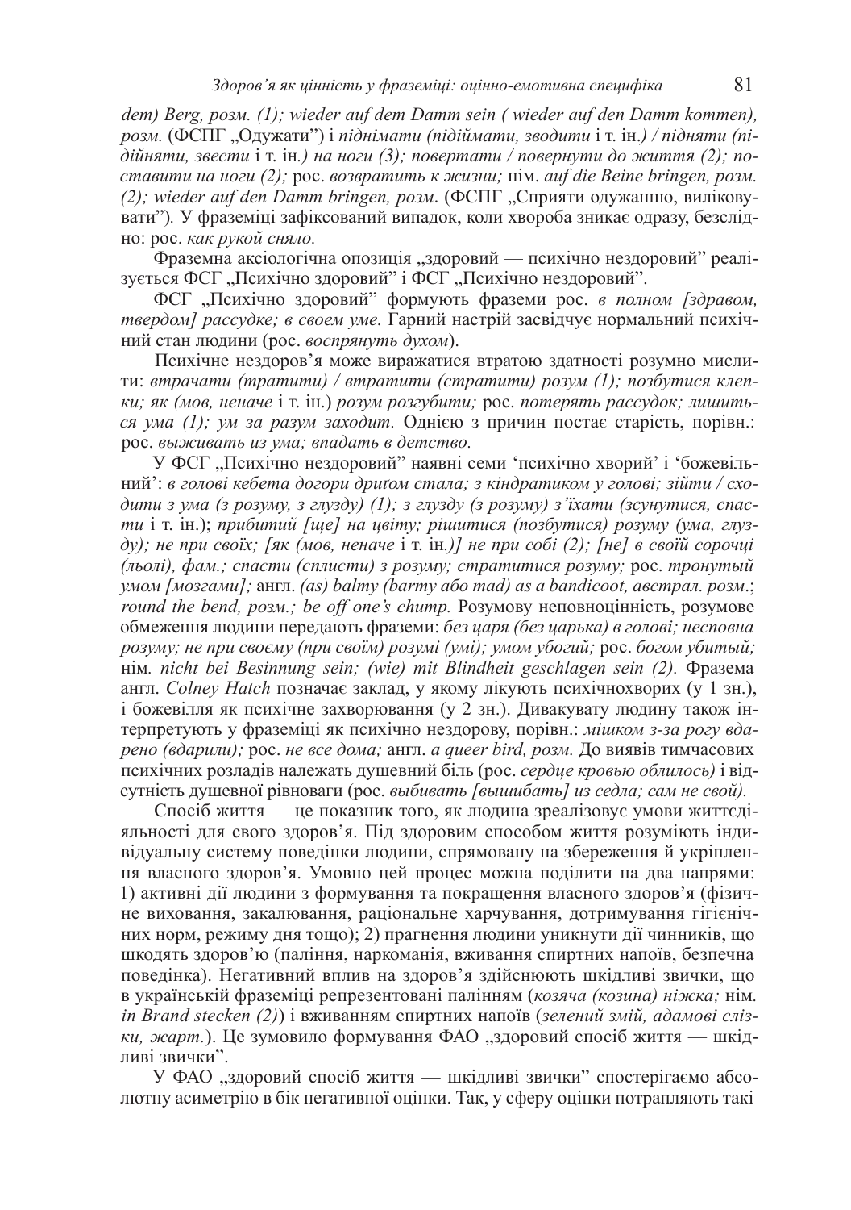*dem) Berg, розм. (1); wieder auf dem Damm sein ( wieder auf den Damm kommen), розм.* (ФСПГ „Одужати") і *піднімати (підіймати, зводити* і т. ін.*) / підняти (підійняти, звести* і т. ін.*) на ноги (3); повертати / повернути до життя (2); поставити на ноги (2);* рос. *возвратить к жизни;* нім. *auf die Beine bringen, розм. (2); wieder auf den Damm bringen, розм*. (ФСПГ „Сприяти одужанню, виліковувати"). У фраземіці зафіксований випадок, коли хвороба зникає одразу, безслідно: рос. *как рукой сняло.*

Фраземна аксіологічна опозиція „здоровий — психічно нездоровий" реалізується ФСГ „Психічно здоровий" і ФСГ „Психічно нездоровий".

ФСГ „Психічно здоровий" формують фраземи рос. *в полном [здравом, твердом] рассудке; в своем уме.* Гарний настрій засвідчує нормальний психічний стан людини (рос. *воспрянуть духом*).

Психічне нездоров'я може виражатися втратою здатності розумно мислити: *втрачати (тратити) / втратити (стратити) розум (1); позбутися клепки; як (мов, неначе* і т. ін.) *розум розгубити;* рос. *потерять рассудок; лишиться ума (1); ум за разум заходит.* Однією з причин постає старість, порівн.: рос. *выживать из ума; впадать в детство.*

У ФСГ „Психічно нездоровий" наявні семи 'психічно хворий' і 'божевільний': *в голові кебета догори дриґом стала; з кіндратиком у голові; зійти / сходити з ума (з розуму, з глузду) (1); з глузду (з розуму) з'їхати (зсунутися, спасти* і т. ін.); *прибитий [ще] на цвіту; рішитися (позбутися) розуму (ума, глузду); не при своїх; [як (мов, неначе* і т. ін.*)] не при собі (2); [не] в своїй сорочці (льолі), фам.; спасти (сплисти) з розуму; стратитися розуму;* рос. *тронутый умом [мозгами];* англ. *(as) balmy (barmy* або *mad) as a bandicoot, австрал. розм*.; *round the bend, розм.; be off one's chump.* Розумову неповноцінність, розумове обмеження людини передають фраземи: *без царя (без царька) в голові; несповна розуму; не при своєму (при своїм) розумі (умі); умом убогий;* рос. *богом убитый;* нім. *nicht bei Besinnung sein; (wie) mit Blindheit geschlagen sein (2).* Фразема англ. *Colney Hatch* позначає заклад, у якому лікують психічнохворих (у 1 зн.), і божевілля як психічне захворювання (у 2 зн.). Дивакувату людину також інтерпретують у фраземіці як психічно нездорову, порівн.: *мішком з-за рогу вдарено (вдарили);* рос. *не все дома;* англ. *a queer bird, розм.* До виявів тимчасових психічних розладів належать душевний біль (рос. *сердце кровью облилось)* і відсутність душевної рівноваги (рос. *выбивать [вышибать] из седла; сам не свой).*

Спосіб життя — це показник того, як людина зреалізовує умови життєдіяльності для свого здоров'я. Під здоровим способом життя розуміють індивідуальну систему поведінки людини, спрямовану на збереження й укріплення власного здоров'я. Умовно цей процес можна поділити на два напрями: 1) активні дії людини з формування та покращення власного здоров'я (фізичне виховання, закалювання, раціональне харчування, дотримування гігієнічних норм, режиму дня тощо); 2) прагнення людини уникнути дії чинників, що шкодять здоров'ю (паління, наркоманія, вживання спиртних напоїв, безпечна поведінка). Негативний вплив на здоров'я здійснюють шкідливі звички, що в українській фраземіці репрезентовані палінням (*козяча (козина) ніжка;* нім. *in Brand stecken (2)*) і вживанням спиртних напоїв (*зелений змій, адамові слізки, жарт.*). Це зумовило формування ФАО „здоровий спосіб життя — шкідливі звички".

У ФАО „здоровий спосіб життя — шкідливі звички" спостерігаємо абсолютну асиметрію в бік негативної оцінки. Так, у сферу оцінки потрапляють такі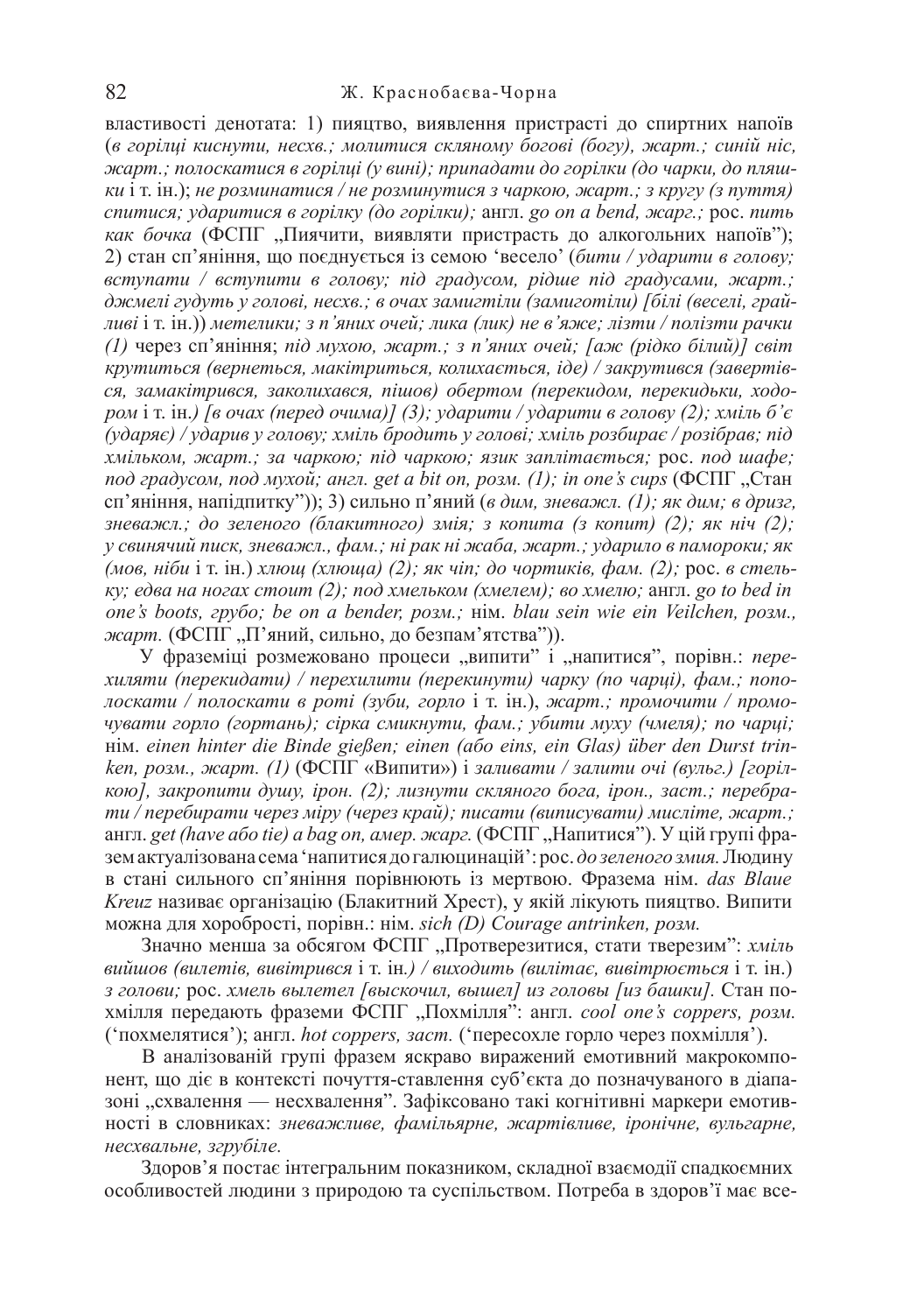властивості денотата: 1) пияцтво, виявлення пристрасті до спиртних напоїв (*в горілці киснути, несхв.; молитися скляному богові (богу), жарт.; синій ніс, жарт.; полоскатися в горілці (у вині); припадати до горілки (до чарки, до пляшки* і т. ін.); *не розминатися / не розминутися з чаркою, жарт.; з кругу (з пуття) спитися; ударитися в горілку (до горілки);* англ. *go on a bend, жарг.;* рос. *пить как бочка* (ФСПГ „Пиячити, виявляти пристрасть до алкогольних напоїв"); 2) стан сп'яніння, що поєднується із семою 'весело' (*бити / ударити в голову; вступати / вступити в голову; під градусом, рідше під градусами, жарт.; джмелі гудуть у голові, несхв.; в очах замигтіли (замиготіли) [білі (веселі, грайливі* і т. ін.)) *метелики; з п'яних очей; лика (лик) не в'яже; лізти / полізти рачки (1)* через сп'яніння; *під мухою, жарт.; з п'яних очей; [аж (рідко білий)] світ крутиться (вернеться, макітриться, колихається, іде) / закрутився (завертівся, замакітрився, заколихався, пішов) обертом (перекидом, перекидьки, ходором* і т. ін.*) [в очах (перед очима)] (3); ударити / ударити в голову (2); хміль б'є (ударяє) / ударив у голову; хміль бродить у голові; хміль розбирає / розібрав; під хмільком, жарт.; за чаркою; під чаркою; язик заплітається;* рос. *под шафе; под градусом, под мухой; англ. get a bit on, розм. (1); in one's cups* (ФСПГ „Стан сп'яніння, напідпитку")); 3) сильно п'яний (*в дим, зневажл. (1); як дим; в дризг, зневажл.; до зеленого (блакитного) змія; з копита (з копит) (2); як ніч (2); у свинячий писк, зневажл., фам.; ні рак ні жаба, жарт.; ударило в памороки; як (мов, ніби* і т. ін.) *хлющ (хлюща) (2); як чіп; до чортиків, фам. (2);* рос. *в стельку; едва на ногах стоит (2); под хмельком (хмелем); во хмелю;* англ. *go to bed in one's boots, грубо; be on a bender, розм.;* нім. *blau sein wie ein Veilchen, розм., жарт.* (ФСПГ „П'яний, сильно, до безпам'ятства")).

У фраземіці розмежовано процеси „випити" і „напитися", порівн.: *перехиляти (перекидати) / перехилити (перекинути) чарку (по чарці), фам.; пополоскати / полоскати в роті (зуби, горло* і т. ін.), *жарт.; промочити / промочувати горло (гортань); сірка смикнути, фам.; убити муху (чмеля); по чарці;* нім. *einen hinter die Binde gießen; einen (або eins, ein Glas) über den Durst trinken, розм., жарт. (1)* (ФСПГ «Випити») і *заливати / залити очі (вульг.) [горілкою], закропити душу, ірон. (2); лизнути скляного бога, ірон., заст.; перебрати / перебирати через міру (через край); писати (виписувати) мисліте, жарт.;* англ. *get (have або tie) a bag on, амер. жарг.* (ФСПГ „Напитися"). У цій групі фразем актуалізована сема 'напитися до галюцинацій': рос. *до зеленого змия.* Людину в стані сильного сп'яніння порівнюють із мертвою. Фразема нім. *das Blaue Kreuz* називає організацію (Блакитний Хрест), у якій лікують пияцтво. Випити можна для хоробрості, порівн.: нім. *sich (D) Courage antrinken, розм.*

Значно менша за обсягом ФСПГ „Протверезитися, стати тверезим": *хміль вийшов (вилетів, вивітрився* і т. ін.*) / виходить (вилітає, вивітрюється* і т. ін.) *з голови;* рос. *хмель вылетел [выскочил, вышел] из головы [из башки].* Стан похмілля передають фраземи ФСПГ „Похмілля": англ. *cool one's coppers, розм.* ('похмелятися'); англ. *hot coppers, заст.* ('пересохле горло через похмілля').

В аналізованій групі фразем яскраво виражений емотивний макрокомпонент, що діє в контексті почуття-ставлення суб'єкта до позначуваного в діапазоні „схвалення — несхвалення". Зафіксовано такі когнітивні маркери емотивності в словниках: *зневажливе, фамільярне, жартівливе, іронічне, вульгарне, несхвальне, згрубіле.*

Здоров'я постає інтегральним показником, складної взаємодії спадкоємних особливостей людини з природою та суспільством. Потреба в здоров'ї має все-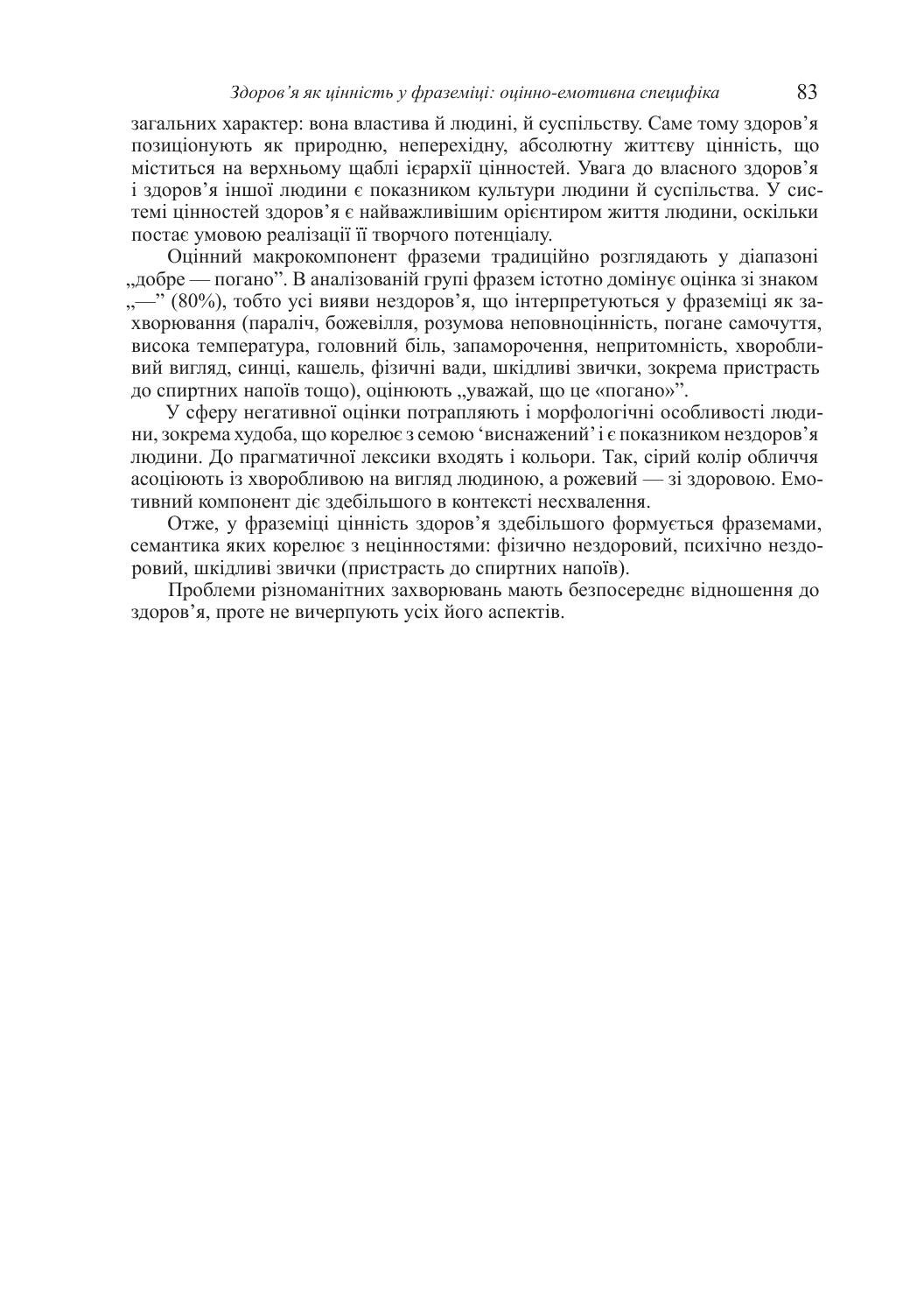загальних характер: вона властива й людині, й суспільству. Саме тому здоров'я позиціонують як природню, неперехідну, абсолютну життєву цінність, що міститься на верхньому щаблі ієрархії цінностей. Увага до власного здоров'я і здоров'я іншої людини є показником культури людини й суспільства. У системі цінностей здоров'я є найважливішим орієнтиром життя людини, оскільки постає умовою реалізації її творчого потенціалу.

Оцінний макрокомпонент фраземи традиційно розглядають у діапазоні „добре — погано". В аналізованій групі фразем істотно домінує оцінка зі знаком „—" (80%), тобто усі вияви нездоров'я, що інтерпретуються у фраземіці як захворювання (параліч, божевілля, розумова неповноцінність, погане самочуття, висока температура, головний біль, запаморочення, непритомність, хворобливий вигляд, синці, кашель, фізичні вади, шкідливі звички, зокрема пристрасть до спиртних напоїв тощо), оцінюють „уважай, що це «погано»".

У сферу негативної оцінки потрапляють і морфологічні особливості людини, зокрема худоба, що корелює з семою 'виснажений' і є показником нездоров'я людини. До прагматичної лексики входять і кольори. Так, сірий колір обличчя асоціюють із хворобливою на вигляд людиною, а рожевий — зі здоровою. Емотивний компонент діє здебільшого в контексті несхвалення.

Отже, у фраземіці цінність здоров'я здебільшого формується фраземами, семантика яких корелює з нецінностями: фізично нездоровий, психічно нездоровий, шкідливі звички (пристрасть до спиртних напоїв).

Проблеми різноманітних захворювань мають безпосереднє відношення до здоров'я, проте не вичерпують усіх його аспектів.